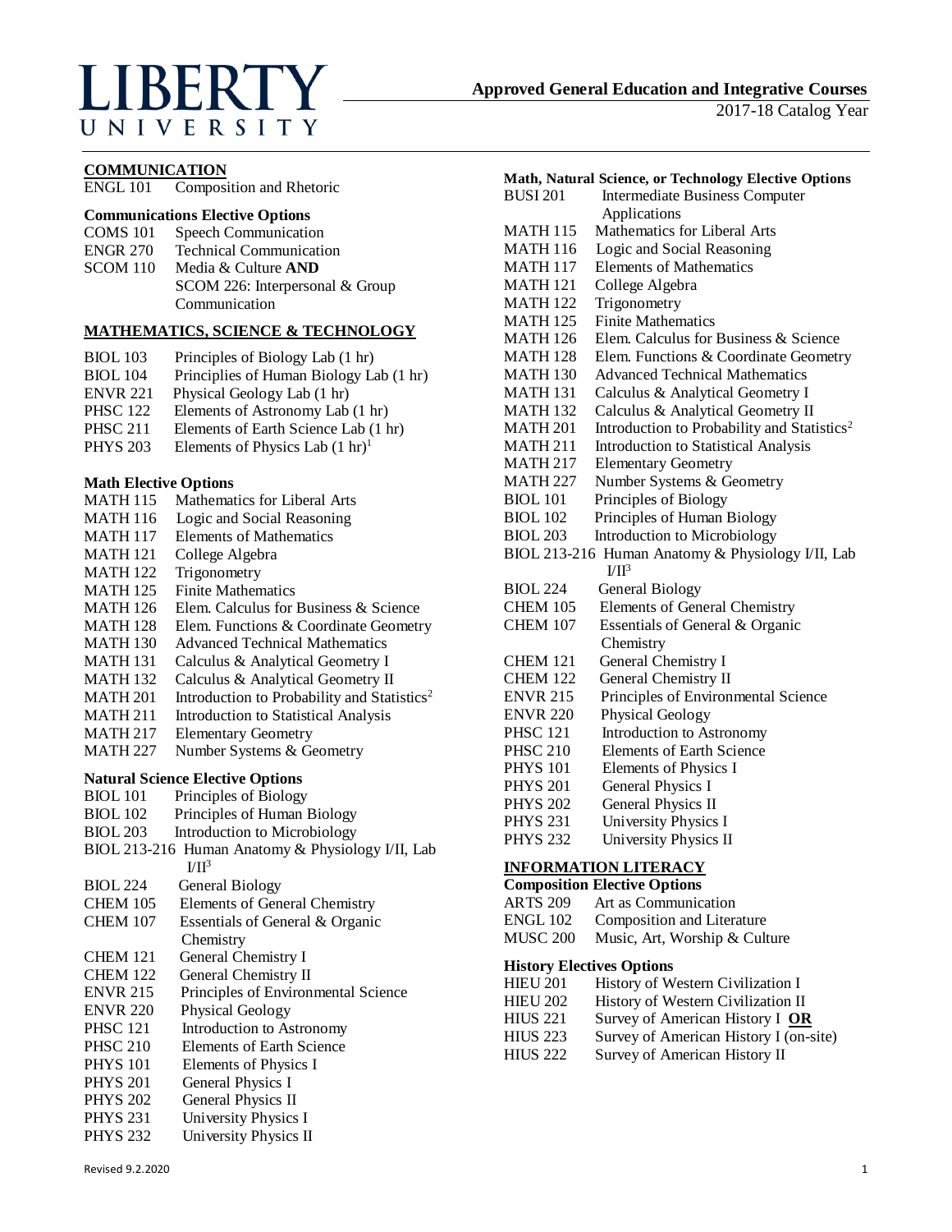# LIBERTY UNIVERSITY

## Approved General Education and Integrative Courses

2017-18 Catalog Year

## COMMUNICATION

ENGL 101 Composition and Rhetoric

### Communications Elective Options

COMS 101 Speech Communication
ENGR 270 Technical Communication
SCOM 110 Media & Culture **AND** SCOM 226: Interpersonal & Group Communication

## MATHEMATICS, SCIENCE & TECHNOLOGY

BIOL 103 Principles of Biology Lab (1 hr)
BIOL 104 Principles of Human Biology Lab (1 hr)
ENVR 221 Physical Geology Lab (1 hr)
PHSC 122 Elements of Astronomy Lab (1 hr)
PHSC 211 Elements of Earth Science Lab (1 hr)
PHYS 203 Elements of Physics Lab (1 hr)[1]

### Math Elective Options

MATH 115 Mathematics for Liberal Arts
MATH 116 Logic and Social Reasoning
MATH 117 Elements of Mathematics
MATH 121 College Algebra
MATH 122 Trigonometry
MATH 125 Finite Mathematics
MATH 126 Elem. Calculus for Business & Science
MATH 128 Elem. Functions & Coordinate Geometry
MATH 130 Advanced Technical Mathematics
MATH 131 Calculus & Analytical Geometry I
MATH 132 Calculus & Analytical Geometry II
MATH 201 Introduction to Probability and Statistics[2]
MATH 211 Introduction to Statistical Analysis
MATH 217 Elementary Geometry
MATH 227 Number Systems & Geometry

### Natural Science Elective Options

BIOL 101 Principles of Biology
BIOL 102 Principles of Human Biology
BIOL 203 Introduction to Microbiology
BIOL 213-216 Human Anatomy & Physiology I/II, Lab I/II[3]
BIOL 224 General Biology
CHEM 105 Elements of General Chemistry
CHEM 107 Essentials of General & Organic Chemistry
CHEM 121 General Chemistry I
CHEM 122 General Chemistry II
ENVR 215 Principles of Environmental Science
ENVR 220 Physical Geology
PHSC 121 Introduction to Astronomy
PHSC 210 Elements of Earth Science
PHYS 101 Elements of Physics I
PHYS 201 General Physics I
PHYS 202 General Physics II
PHYS 231 University Physics I
PHYS 232 University Physics II

### Math, Natural Science, or Technology Elective Options

BUSI 201 Intermediate Business Computer Applications
MATH 115 Mathematics for Liberal Arts
MATH 116 Logic and Social Reasoning
MATH 117 Elements of Mathematics
MATH 121 College Algebra
MATH 122 Trigonometry
MATH 125 Finite Mathematics
MATH 126 Elem. Calculus for Business & Science
MATH 128 Elem. Functions & Coordinate Geometry
MATH 130 Advanced Technical Mathematics
MATH 131 Calculus & Analytical Geometry I
MATH 132 Calculus & Analytical Geometry II
MATH 201 Introduction to Probability and Statistics[2]
MATH 211 Introduction to Statistical Analysis
MATH 217 Elementary Geometry
MATH 227 Number Systems & Geometry
BIOL 101 Principles of Biology
BIOL 102 Principles of Human Biology
BIOL 203 Introduction to Microbiology
BIOL 213-216 Human Anatomy & Physiology I/II, Lab I/II[3]
BIOL 224 General Biology
CHEM 105 Elements of General Chemistry
CHEM 107 Essentials of General & Organic Chemistry
CHEM 121 General Chemistry I
CHEM 122 General Chemistry II
ENVR 215 Principles of Environmental Science
ENVR 220 Physical Geology
PHSC 121 Introduction to Astronomy
PHSC 210 Elements of Earth Science
PHYS 101 Elements of Physics I
PHYS 201 General Physics I
PHYS 202 General Physics II
PHYS 231 University Physics I
PHYS 232 University Physics II

## INFORMATION LITERACY

### Composition Elective Options

ARTS 209 Art as Communication
ENGL 102 Composition and Literature
MUSC 200 Music, Art, Worship & Culture

### History Electives Options

HIEU 201 History of Western Civilization I
HIEU 202 History of Western Civilization II
HIUS 221 Survey of American History I **OR**
HIUS 223 Survey of American History I (on-site)
HIUS 222 Survey of American History II

Revised 9.2.2020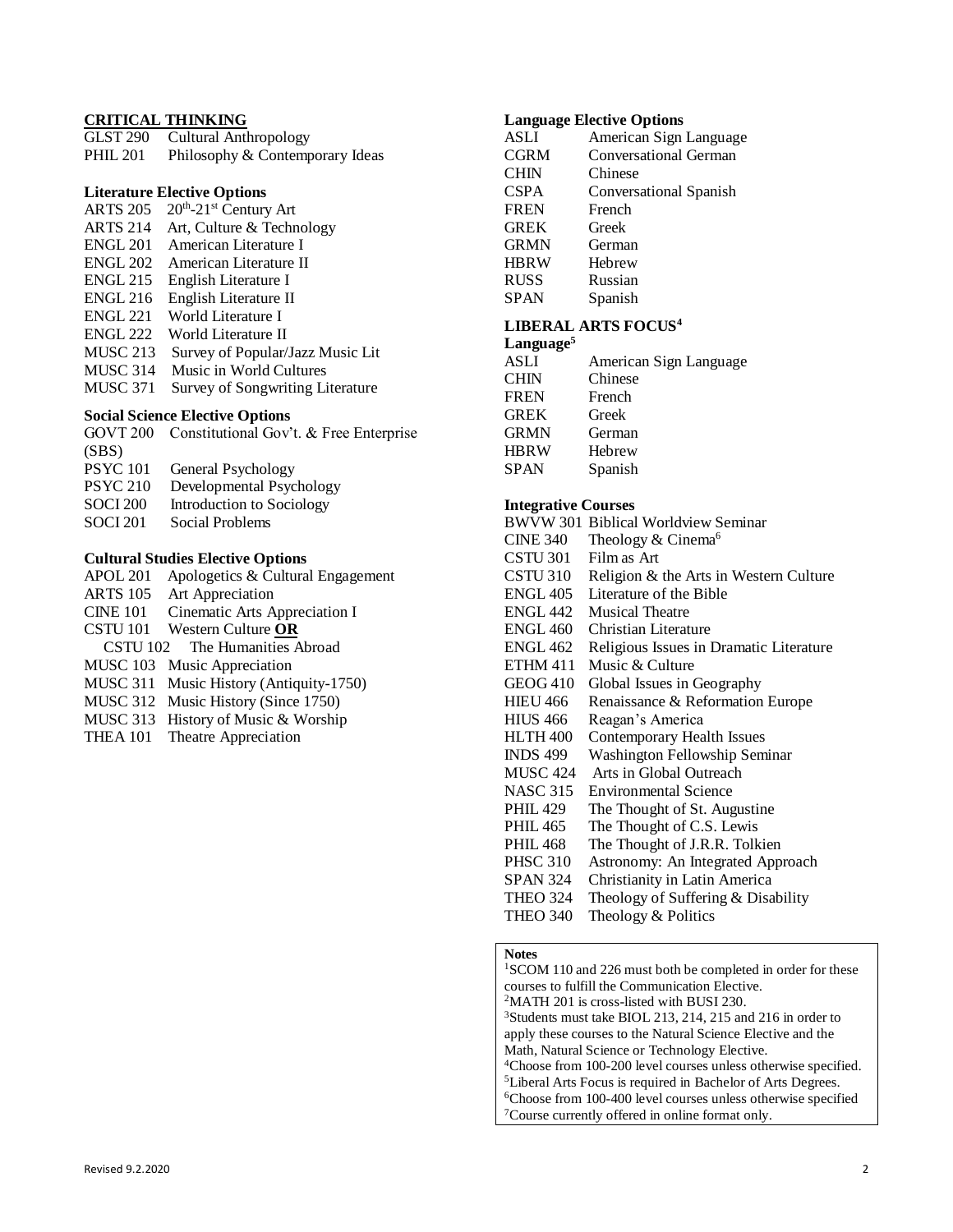**CRITICAL THINKING**

GLST 290 Cultural Anthropology
PHIL 201 Philosophy & Contemporary Ideas

**Literature Elective Options**

ARTS 205 20th-21st Century Art
ARTS 214 Art, Culture & Technology
ENGL 201 American Literature I
ENGL 202 American Literature II
ENGL 215 English Literature I
ENGL 216 English Literature II
ENGL 221 World Literature I
ENGL 222 World Literature II
MUSC 213 Survey of Popular/Jazz Music Lit
MUSC 314 Music in World Cultures
MUSC 371 Survey of Songwriting Literature

**Social Science Elective Options**

GOVT 200 Constitutional Gov't. & Free Enterprise (SBS)
PSYC 101 General Psychology
PSYC 210 Developmental Psychology
SOCI 200 Introduction to Sociology
SOCI 201 Social Problems

**Cultural Studies Elective Options**

APOL 201 Apologetics & Cultural Engagement
ARTS 105 Art Appreciation
CINE 101 Cinematic Arts Appreciation I
CSTU 101 Western Culture **OR**
CSTU 102 The Humanities Abroad
MUSC 103 Music Appreciation
MUSC 311 Music History (Antiquity-1750)
MUSC 312 Music History (Since 1750)
MUSC 313 History of Music & Worship
THEA 101 Theatre Appreciation

**Language Elective Options**

ASLI American Sign Language
CGRM Conversational German
CHIN Chinese
CSPA Conversational Spanish
FREN French
GREK Greek
GRMN German
HBRW Hebrew
RUSS Russian
SPAN Spanish

**LIBERAL ARTS FOCUS[4]**

**Language[5]**

ASLI American Sign Language
CHIN Chinese
FREN French
GREK Greek
GRMN German
HBRW Hebrew
SPAN Spanish

**Integrative Courses**

BWVW 301 Biblical Worldview Seminar
CINE 340 Theology & Cinema[6]
CSTU 301 Film as Art
CSTU 310 Religion & the Arts in Western Culture
ENGL 405 Literature of the Bible
ENGL 442 Musical Theatre
ENGL 460 Christian Literature
ENGL 462 Religious Issues in Dramatic Literature
ETHM 411 Music & Culture
GEOG 410 Global Issues in Geography
HIEU 466 Renaissance & Reformation Europe
HIUS 466 Reagan's America
HLTH 400 Contemporary Health Issues
INDS 499 Washington Fellowship Seminar
MUSC 424 Arts in Global Outreach
NASC 315 Environmental Science
PHIL 429 The Thought of St. Augustine
PHIL 465 The Thought of C.S. Lewis
PHIL 468 The Thought of J.R.R. Tolkien
PHSC 310 Astronomy: An Integrated Approach
SPAN 324 Christianity in Latin America
THEO 324 Theology of Suffering & Disability
THEO 340 Theology & Politics

**Notes**

[1]SCOM 110 and 226 must both be completed in order for these courses to fulfill the Communication Elective.
[2]MATH 201 is cross-listed with BUSI 230.
[3]Students must take BIOL 213, 214, 215 and 216 in order to apply these courses to the Natural Science Elective and the Math, Natural Science or Technology Elective.
[4]Choose from 100-200 level courses unless otherwise specified.
[5]Liberal Arts Focus is required in Bachelor of Arts Degrees.
[6]Choose from 100-400 level courses unless otherwise specified
[7]Course currently offered in online format only.

Revised 9.2.2020